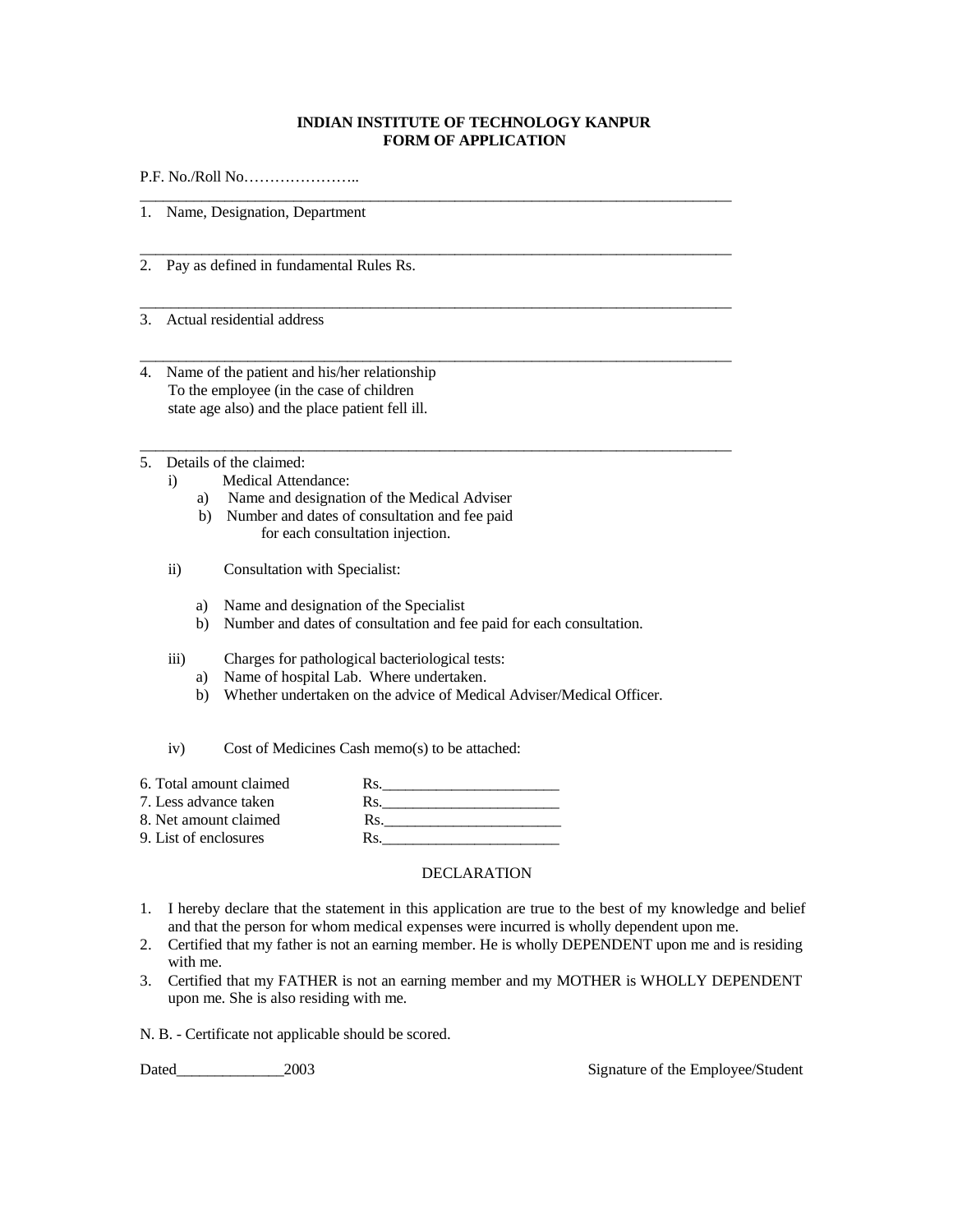**INDIAN INSTITUTE OF TECHNOLOGY KANPUR**
**FORM OF APPLICATION**

P.F. No./Roll No…………………..

---

1. Name, Designation, Department

---

2. Pay as defined in fundamental Rules Rs.

---

3. Actual residential address

---

4. Name of the patient and his/her relationship
   To the employee (in the case of children
   state age also) and the place patient fell ill.

---

5. Details of the claimed:
   i) Medical Attendance:
      a) Name and designation of the Medical Adviser
      b) Number and dates of consultation and fee paid
         for each consultation injection.

   ii) Consultation with Specialist:

      a) Name and designation of the Specialist
      b) Number and dates of consultation and fee paid for each consultation.

   iii) Charges for pathological bacteriological tests:
      a) Name of hospital Lab. Where undertaken.
      b) Whether undertaken on the advice of Medical Adviser/Medical Officer.

   iv) Cost of Medicines Cash memo(s) to be attached:

6. Total amount claimed Rs.______________________
7. Less advance taken Rs.______________________
8. Net amount claimed Rs.______________________
9. List of enclosures Rs.______________________

DECLARATION

1. I hereby declare that the statement in this application are true to the best of my knowledge and belief and that the person for whom medical expenses were incurred is wholly dependent upon me.
2. Certified that my father is not an earning member. He is wholly DEPENDENT upon me and is residing with me.
3. Certified that my FATHER is not an earning member and my MOTHER is WHOLLY DEPENDENT upon me. She is also residing with me.

N. B. - Certificate not applicable should be scored.

Dated_____________2003 Signature of the Employee/Student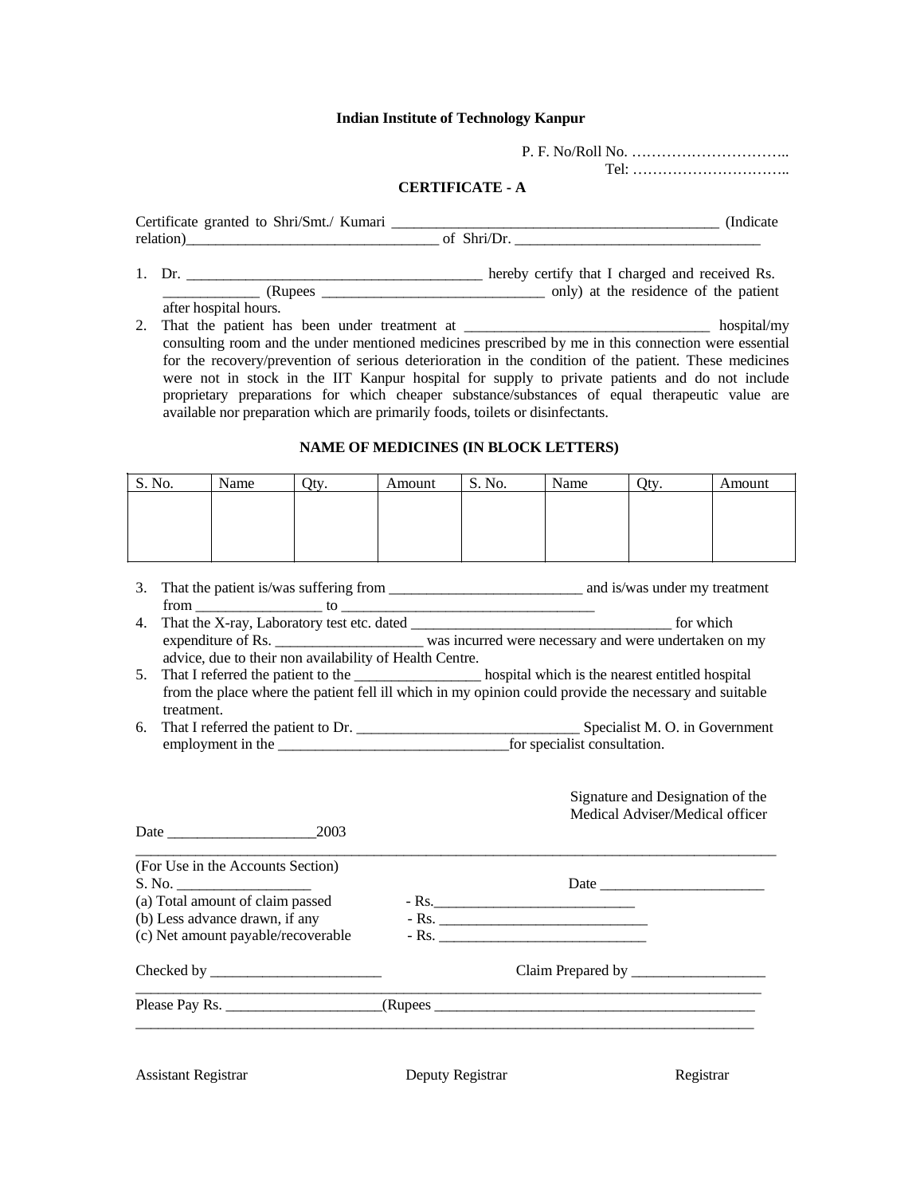**Indian Institute of Technology Kanpur**

P. F. No/Roll No. …………………………..
Tel: …………………………..

## CERTIFICATE - A

Certificate granted to Shri/Smt./ Kumari _____________________________________________ (Indicate relation)__________________________________ of Shri/Dr. _________________________________

1. Dr. ________________________________________ hereby certify that I charged and received Rs. _____________ (Rupees ______________________________ only) at the residence of the patient after hospital hours.
2. That the patient has been under treatment at _________________________________ hospital/my consulting room and the under mentioned medicines prescribed by me in this connection were essential for the recovery/prevention of serious deterioration in the condition of the patient. These medicines were not in stock in the IIT Kanpur hospital for supply to private patients and do not include proprietary preparations for which cheaper substance/substances of equal therapeutic value are available nor preparation which are primarily foods, toilets or disinfectants.

**NAME OF MEDICINES (IN BLOCK LETTERS)**

| S. No. | Name | Qty. | Amount | S. No. | Name | Qty. | Amount |
|---|---|---|---|---|---|---|---|
| | | | | | | | |

3. That the patient is/was suffering from ___________________________ and is/was under my treatment from _________________ to __________________________________
4. That the X-ray, Laboratory test etc. dated ____________________________________ for which expenditure of Rs. ____________________ was incurred were necessary and were undertaken on my advice, due to their non availability of Health Centre.
5. That I referred the patient to the _________________ hospital which is the nearest entitled hospital from the place where the patient fell ill which in my opinion could provide the necessary and suitable treatment.
6. That I referred the patient to Dr. _______________________________ Specialist M. O. in Government employment in the _______________________________for specialist consultation.

Signature and Designation of the
Medical Adviser/Medical officer

Date ____________________2003

---

(For Use in the Accounts Section)

S. No. ___________________ Date ______________________

(a) Total amount of claim passed - Rs.___________________________

(b) Less advance drawn, if any - Rs. ____________________________

(c) Net amount payable/recoverable - Rs. ____________________________

Checked by _______________________ Claim Prepared by __________________

---

Please Pay Rs. _____________________(Rupees ____________________________________________

---

Assistant Registrar Deputy Registrar Registrar